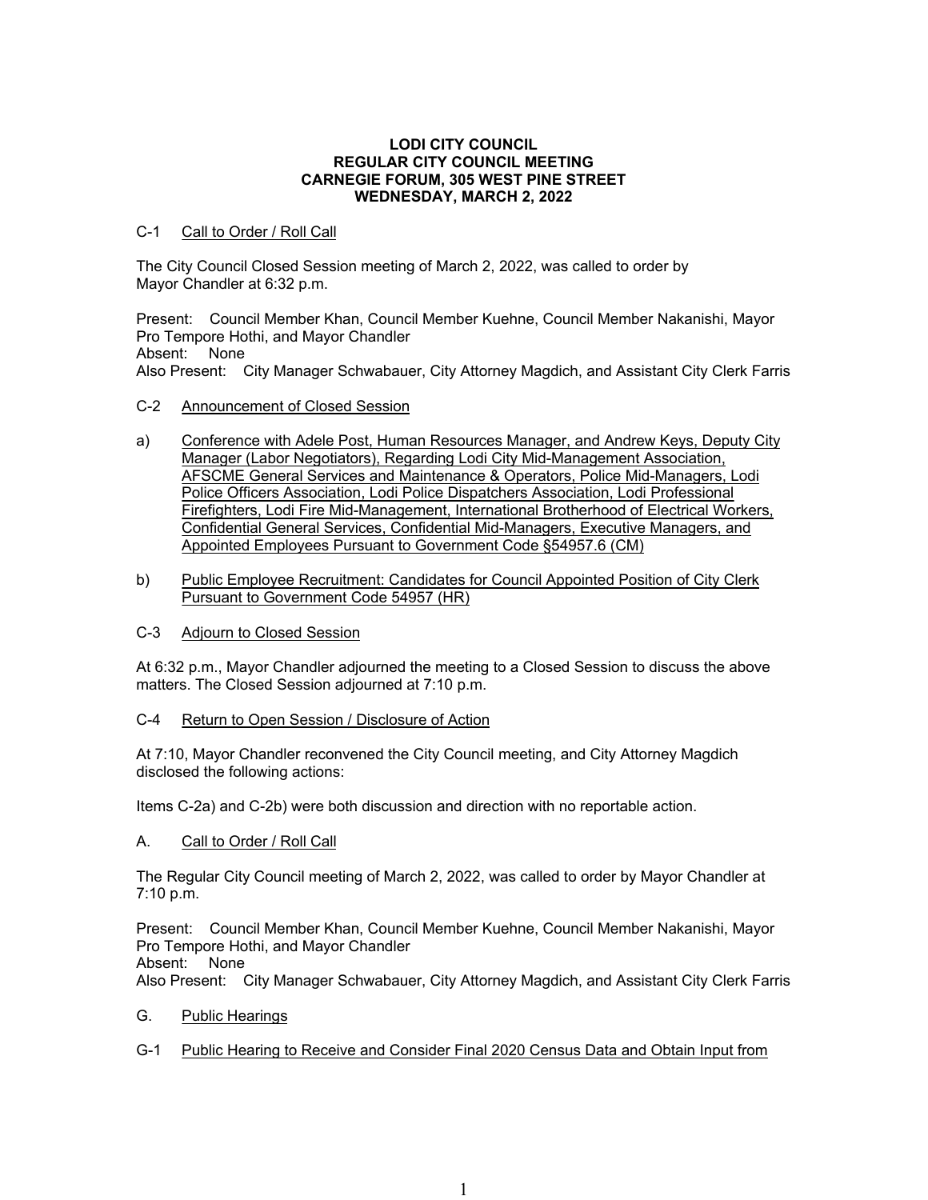**LODI CITY COUNCIL**
**REGULAR CITY COUNCIL MEETING**
**CARNEGIE FORUM, 305 WEST PINE STREET**
**WEDNESDAY, MARCH 2, 2022**

C-1 Call to Order / Roll Call

The City Council Closed Session meeting of March 2, 2022, was called to order by Mayor Chandler at 6:32 p.m.

Present: Council Member Khan, Council Member Kuehne, Council Member Nakanishi, Mayor Pro Tempore Hothi, and Mayor Chandler
Absent: None
Also Present: City Manager Schwabauer, City Attorney Magdich, and Assistant City Clerk Farris

C-2 Announcement of Closed Session

a) Conference with Adele Post, Human Resources Manager, and Andrew Keys, Deputy City Manager (Labor Negotiators), Regarding Lodi City Mid-Management Association, AFSCME General Services and Maintenance & Operators, Police Mid-Managers, Lodi Police Officers Association, Lodi Police Dispatchers Association, Lodi Professional Firefighters, Lodi Fire Mid-Management, International Brotherhood of Electrical Workers, Confidential General Services, Confidential Mid-Managers, Executive Managers, and Appointed Employees Pursuant to Government Code §54957.6 (CM)

b) Public Employee Recruitment: Candidates for Council Appointed Position of City Clerk Pursuant to Government Code 54957 (HR)

C-3 Adjourn to Closed Session

At 6:32 p.m., Mayor Chandler adjourned the meeting to a Closed Session to discuss the above matters. The Closed Session adjourned at 7:10 p.m.

C-4 Return to Open Session / Disclosure of Action

At 7:10, Mayor Chandler reconvened the City Council meeting, and City Attorney Magdich disclosed the following actions:

Items C-2a) and C-2b) were both discussion and direction with no reportable action.

A. Call to Order / Roll Call

The Regular City Council meeting of March 2, 2022, was called to order by Mayor Chandler at 7:10 p.m.

Present: Council Member Khan, Council Member Kuehne, Council Member Nakanishi, Mayor Pro Tempore Hothi, and Mayor Chandler
Absent: None
Also Present: City Manager Schwabauer, City Attorney Magdich, and Assistant City Clerk Farris

G. Public Hearings

G-1 Public Hearing to Receive and Consider Final 2020 Census Data and Obtain Input from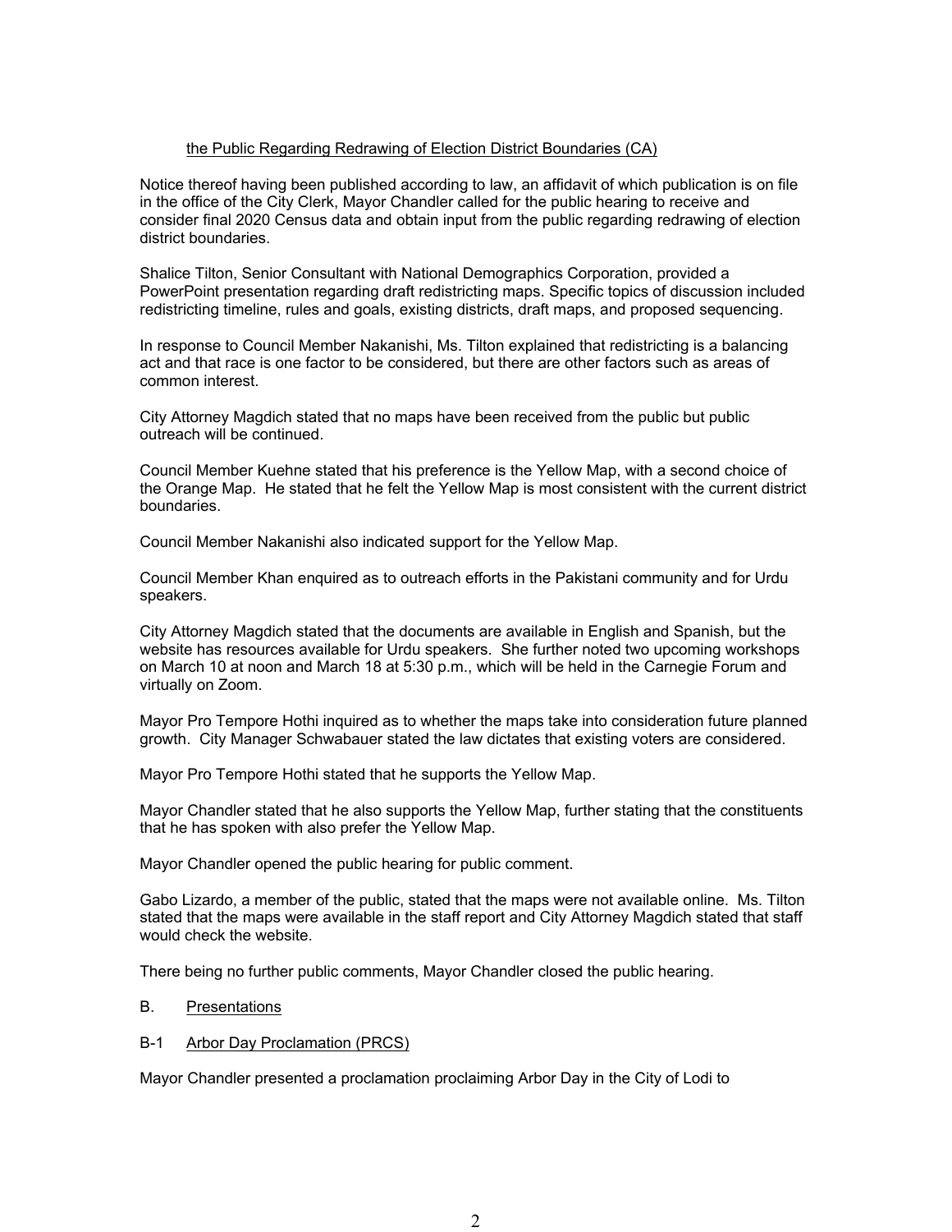the Public Regarding Redrawing of Election District Boundaries (CA)

Notice thereof having been published according to law, an affidavit of which publication is on file in the office of the City Clerk, Mayor Chandler called for the public hearing to receive and consider final 2020 Census data and obtain input from the public regarding redrawing of election district boundaries.

Shalice Tilton, Senior Consultant with National Demographics Corporation, provided a PowerPoint presentation regarding draft redistricting maps. Specific topics of discussion included redistricting timeline, rules and goals, existing districts, draft maps, and proposed sequencing.

In response to Council Member Nakanishi, Ms. Tilton explained that redistricting is a balancing act and that race is one factor to be considered, but there are other factors such as areas of common interest.

City Attorney Magdich stated that no maps have been received from the public but public outreach will be continued.

Council Member Kuehne stated that his preference is the Yellow Map, with a second choice of the Orange Map. He stated that he felt the Yellow Map is most consistent with the current district boundaries.

Council Member Nakanishi also indicated support for the Yellow Map.

Council Member Khan enquired as to outreach efforts in the Pakistani community and for Urdu speakers.

City Attorney Magdich stated that the documents are available in English and Spanish, but the website has resources available for Urdu speakers. She further noted two upcoming workshops on March 10 at noon and March 18 at 5:30 p.m., which will be held in the Carnegie Forum and virtually on Zoom.

Mayor Pro Tempore Hothi inquired as to whether the maps take into consideration future planned growth. City Manager Schwabauer stated the law dictates that existing voters are considered.

Mayor Pro Tempore Hothi stated that he supports the Yellow Map.

Mayor Chandler stated that he also supports the Yellow Map, further stating that the constituents that he has spoken with also prefer the Yellow Map.

Mayor Chandler opened the public hearing for public comment.

Gabo Lizardo, a member of the public, stated that the maps were not available online. Ms. Tilton stated that the maps were available in the staff report and City Attorney Magdich stated that staff would check the website.

There being no further public comments, Mayor Chandler closed the public hearing.

B. Presentations

B-1 Arbor Day Proclamation (PRCS)

Mayor Chandler presented a proclamation proclaiming Arbor Day in the City of Lodi to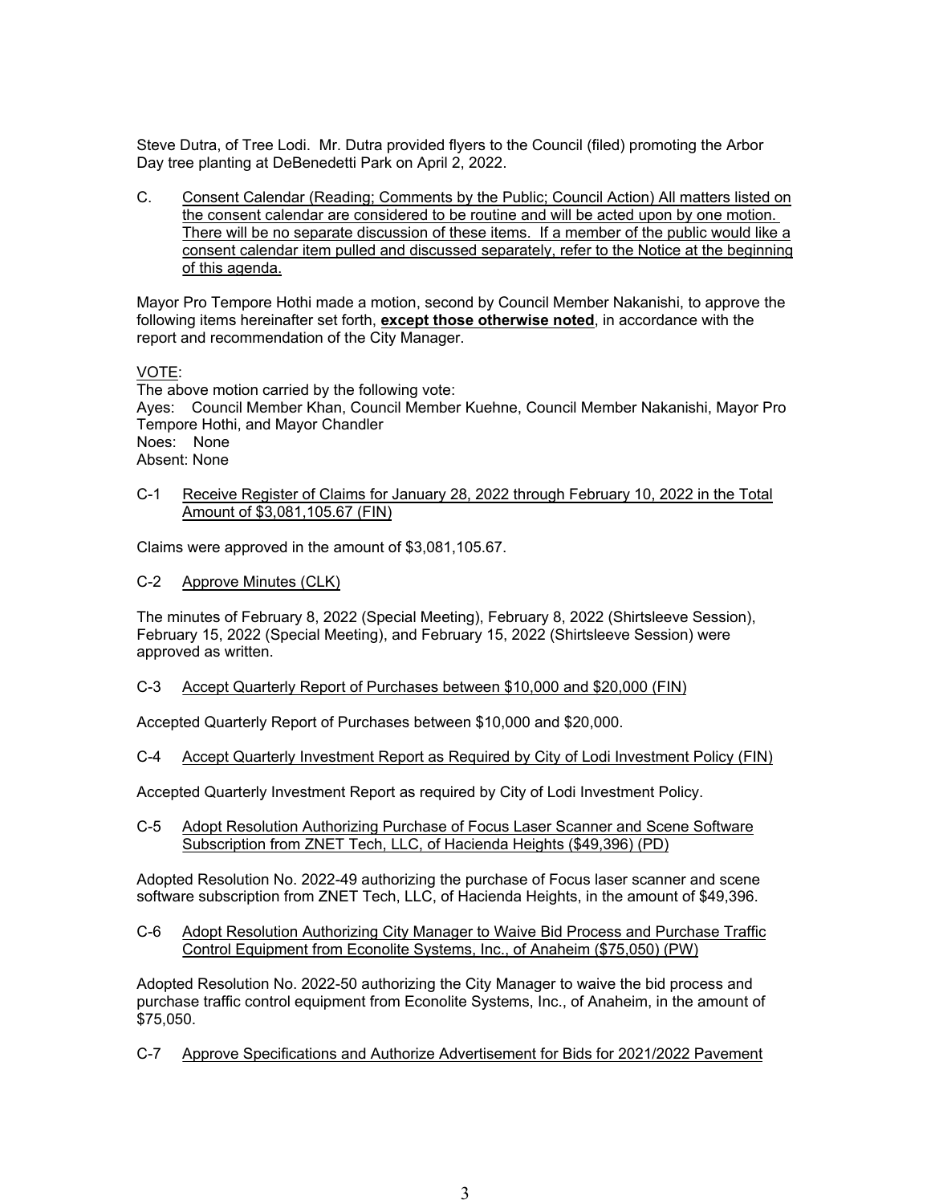Steve Dutra, of Tree Lodi. Mr. Dutra provided flyers to the Council (filed) promoting the Arbor Day tree planting at DeBenedetti Park on April 2, 2022.

C. Consent Calendar (Reading; Comments by the Public; Council Action) All matters listed on the consent calendar are considered to be routine and will be acted upon by one motion. There will be no separate discussion of these items. If a member of the public would like a consent calendar item pulled and discussed separately, refer to the Notice at the beginning of this agenda.

Mayor Pro Tempore Hothi made a motion, second by Council Member Nakanishi, to approve the following items hereinafter set forth, **except those otherwise noted**, in accordance with the report and recommendation of the City Manager.

VOTE:
The above motion carried by the following vote:
Ayes: Council Member Khan, Council Member Kuehne, Council Member Nakanishi, Mayor Pro Tempore Hothi, and Mayor Chandler
Noes: None
Absent: None

C-1 Receive Register of Claims for January 28, 2022 through February 10, 2022 in the Total Amount of $3,081,105.67 (FIN)

Claims were approved in the amount of $3,081,105.67.

C-2 Approve Minutes (CLK)

The minutes of February 8, 2022 (Special Meeting), February 8, 2022 (Shirtsleeve Session), February 15, 2022 (Special Meeting), and February 15, 2022 (Shirtsleeve Session) were approved as written.

C-3 Accept Quarterly Report of Purchases between $10,000 and $20,000 (FIN)

Accepted Quarterly Report of Purchases between $10,000 and $20,000.

C-4 Accept Quarterly Investment Report as Required by City of Lodi Investment Policy (FIN)

Accepted Quarterly Investment Report as required by City of Lodi Investment Policy.

C-5 Adopt Resolution Authorizing Purchase of Focus Laser Scanner and Scene Software Subscription from ZNET Tech, LLC, of Hacienda Heights ($49,396) (PD)

Adopted Resolution No. 2022-49 authorizing the purchase of Focus laser scanner and scene software subscription from ZNET Tech, LLC, of Hacienda Heights, in the amount of $49,396.

C-6 Adopt Resolution Authorizing City Manager to Waive Bid Process and Purchase Traffic Control Equipment from Econolite Systems, Inc., of Anaheim ($75,050) (PW)

Adopted Resolution No. 2022-50 authorizing the City Manager to waive the bid process and purchase traffic control equipment from Econolite Systems, Inc., of Anaheim, in the amount of $75,050.

C-7 Approve Specifications and Authorize Advertisement for Bids for 2021/2022 Pavement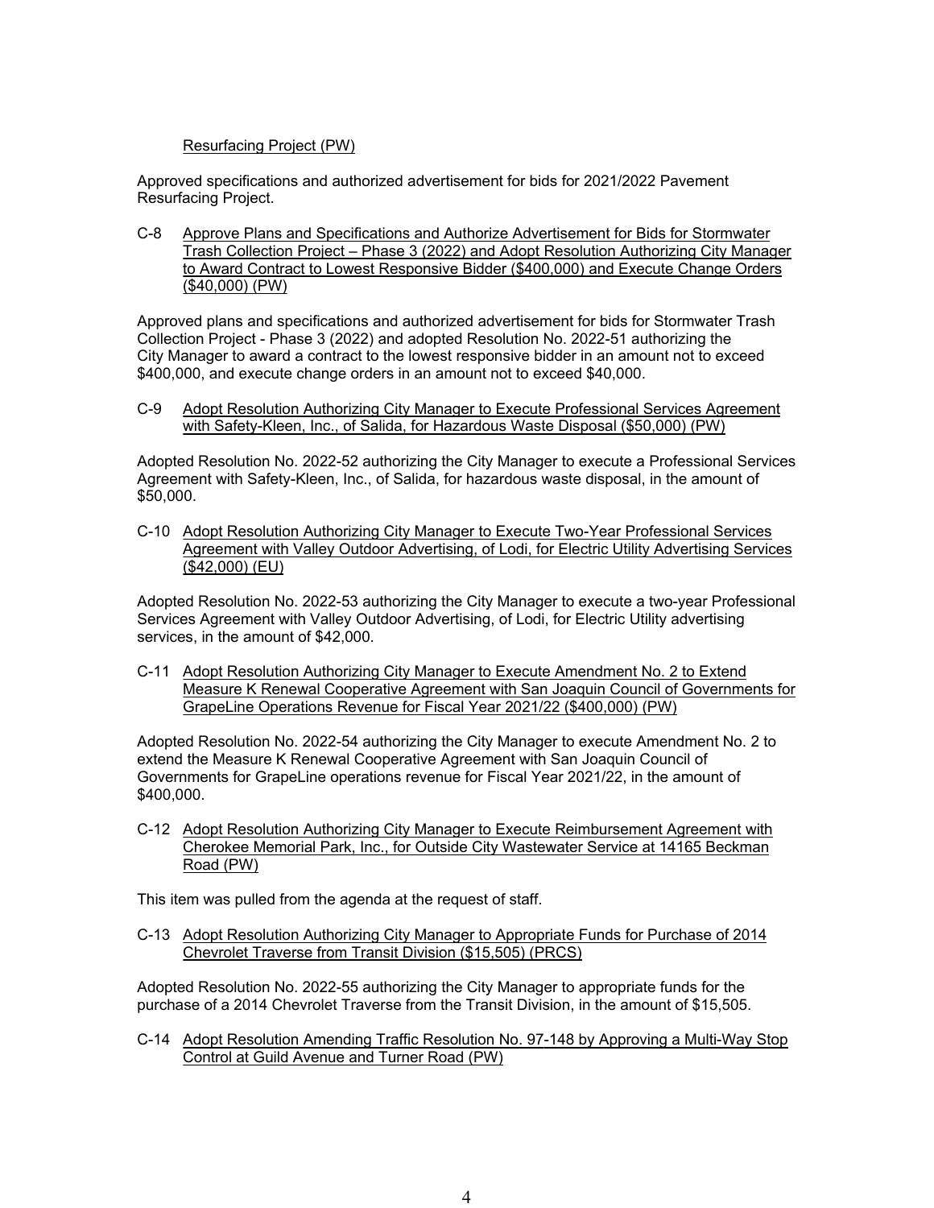Resurfacing Project (PW)

Approved specifications and authorized advertisement for bids for 2021/2022 Pavement Resurfacing Project.

C-8 Approve Plans and Specifications and Authorize Advertisement for Bids for Stormwater Trash Collection Project – Phase 3 (2022) and Adopt Resolution Authorizing City Manager to Award Contract to Lowest Responsive Bidder ($400,000) and Execute Change Orders ($40,000) (PW)

Approved plans and specifications and authorized advertisement for bids for Stormwater Trash Collection Project - Phase 3 (2022) and adopted Resolution No. 2022-51 authorizing the City Manager to award a contract to the lowest responsive bidder in an amount not to exceed $400,000, and execute change orders in an amount not to exceed $40,000.

C-9 Adopt Resolution Authorizing City Manager to Execute Professional Services Agreement with Safety-Kleen, Inc., of Salida, for Hazardous Waste Disposal ($50,000) (PW)

Adopted Resolution No. 2022-52 authorizing the City Manager to execute a Professional Services Agreement with Safety-Kleen, Inc., of Salida, for hazardous waste disposal, in the amount of $50,000.

C-10 Adopt Resolution Authorizing City Manager to Execute Two-Year Professional Services Agreement with Valley Outdoor Advertising, of Lodi, for Electric Utility Advertising Services ($42,000) (EU)

Adopted Resolution No. 2022-53 authorizing the City Manager to execute a two-year Professional Services Agreement with Valley Outdoor Advertising, of Lodi, for Electric Utility advertising services, in the amount of $42,000.

C-11 Adopt Resolution Authorizing City Manager to Execute Amendment No. 2 to Extend Measure K Renewal Cooperative Agreement with San Joaquin Council of Governments for GrapeLine Operations Revenue for Fiscal Year 2021/22 ($400,000) (PW)

Adopted Resolution No. 2022-54 authorizing the City Manager to execute Amendment No. 2 to extend the Measure K Renewal Cooperative Agreement with San Joaquin Council of Governments for GrapeLine operations revenue for Fiscal Year 2021/22, in the amount of $400,000.

C-12 Adopt Resolution Authorizing City Manager to Execute Reimbursement Agreement with Cherokee Memorial Park, Inc., for Outside City Wastewater Service at 14165 Beckman Road (PW)

This item was pulled from the agenda at the request of staff.

C-13 Adopt Resolution Authorizing City Manager to Appropriate Funds for Purchase of 2014 Chevrolet Traverse from Transit Division ($15,505) (PRCS)

Adopted Resolution No. 2022-55 authorizing the City Manager to appropriate funds for the purchase of a 2014 Chevrolet Traverse from the Transit Division, in the amount of $15,505.

C-14 Adopt Resolution Amending Traffic Resolution No. 97-148 by Approving a Multi-Way Stop Control at Guild Avenue and Turner Road (PW)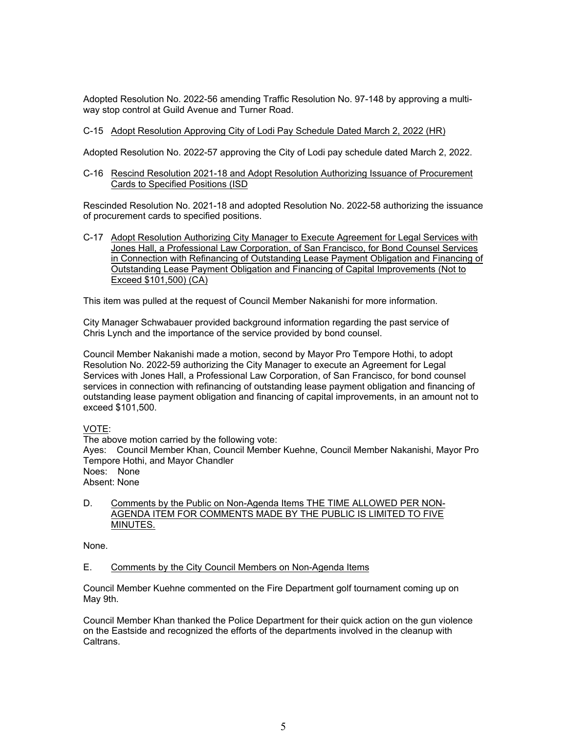Adopted Resolution No. 2022-56 amending Traffic Resolution No. 97-148 by approving a multi-way stop control at Guild Avenue and Turner Road.

C-15 Adopt Resolution Approving City of Lodi Pay Schedule Dated March 2, 2022 (HR)

Adopted Resolution No. 2022-57 approving the City of Lodi pay schedule dated March 2, 2022.

C-16 Rescind Resolution 2021-18 and Adopt Resolution Authorizing Issuance of Procurement Cards to Specified Positions (ISD

Rescinded Resolution No. 2021-18 and adopted Resolution No. 2022-58 authorizing the issuance of procurement cards to specified positions.

C-17 Adopt Resolution Authorizing City Manager to Execute Agreement for Legal Services with Jones Hall, a Professional Law Corporation, of San Francisco, for Bond Counsel Services in Connection with Refinancing of Outstanding Lease Payment Obligation and Financing of Outstanding Lease Payment Obligation and Financing of Capital Improvements (Not to Exceed $101,500) (CA)

This item was pulled at the request of Council Member Nakanishi for more information.

City Manager Schwabauer provided background information regarding the past service of Chris Lynch and the importance of the service provided by bond counsel.

Council Member Nakanishi made a motion, second by Mayor Pro Tempore Hothi, to adopt Resolution No. 2022-59 authorizing the City Manager to execute an Agreement for Legal Services with Jones Hall, a Professional Law Corporation, of San Francisco, for bond counsel services in connection with refinancing of outstanding lease payment obligation and financing of outstanding lease payment obligation and financing of capital improvements, in an amount not to exceed $101,500.

VOTE:
The above motion carried by the following vote:
Ayes: Council Member Khan, Council Member Kuehne, Council Member Nakanishi, Mayor Pro Tempore Hothi, and Mayor Chandler
Noes: None
Absent: None

D. Comments by the Public on Non-Agenda Items THE TIME ALLOWED PER NON-AGENDA ITEM FOR COMMENTS MADE BY THE PUBLIC IS LIMITED TO FIVE MINUTES.

None.

E. Comments by the City Council Members on Non-Agenda Items

Council Member Kuehne commented on the Fire Department golf tournament coming up on May 9th.

Council Member Khan thanked the Police Department for their quick action on the gun violence on the Eastside and recognized the efforts of the departments involved in the cleanup with Caltrans.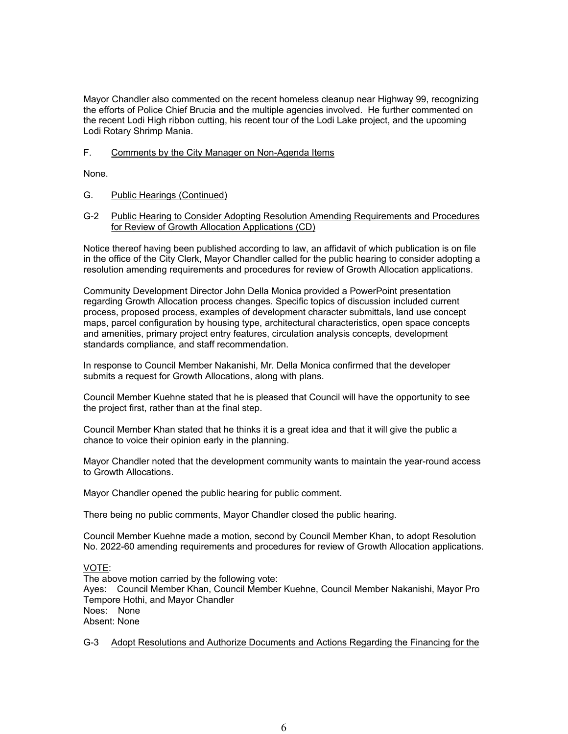Mayor Chandler also commented on the recent homeless cleanup near Highway 99, recognizing the efforts of Police Chief Brucia and the multiple agencies involved. He further commented on the recent Lodi High ribbon cutting, his recent tour of the Lodi Lake project, and the upcoming Lodi Rotary Shrimp Mania.

F. Comments by the City Manager on Non-Agenda Items

None.

G. Public Hearings (Continued)

G-2 Public Hearing to Consider Adopting Resolution Amending Requirements and Procedures for Review of Growth Allocation Applications (CD)

Notice thereof having been published according to law, an affidavit of which publication is on file in the office of the City Clerk, Mayor Chandler called for the public hearing to consider adopting a resolution amending requirements and procedures for review of Growth Allocation applications.

Community Development Director John Della Monica provided a PowerPoint presentation regarding Growth Allocation process changes. Specific topics of discussion included current process, proposed process, examples of development character submittals, land use concept maps, parcel configuration by housing type, architectural characteristics, open space concepts and amenities, primary project entry features, circulation analysis concepts, development standards compliance, and staff recommendation.

In response to Council Member Nakanishi, Mr. Della Monica confirmed that the developer submits a request for Growth Allocations, along with plans.

Council Member Kuehne stated that he is pleased that Council will have the opportunity to see the project first, rather than at the final step.

Council Member Khan stated that he thinks it is a great idea and that it will give the public a chance to voice their opinion early in the planning.

Mayor Chandler noted that the development community wants to maintain the year-round access to Growth Allocations.

Mayor Chandler opened the public hearing for public comment.

There being no public comments, Mayor Chandler closed the public hearing.

Council Member Kuehne made a motion, second by Council Member Khan, to adopt Resolution No. 2022-60 amending requirements and procedures for review of Growth Allocation applications.

VOTE:
The above motion carried by the following vote:
Ayes: Council Member Khan, Council Member Kuehne, Council Member Nakanishi, Mayor Pro Tempore Hothi, and Mayor Chandler
Noes: None
Absent: None

G-3 Adopt Resolutions and Authorize Documents and Actions Regarding the Financing for the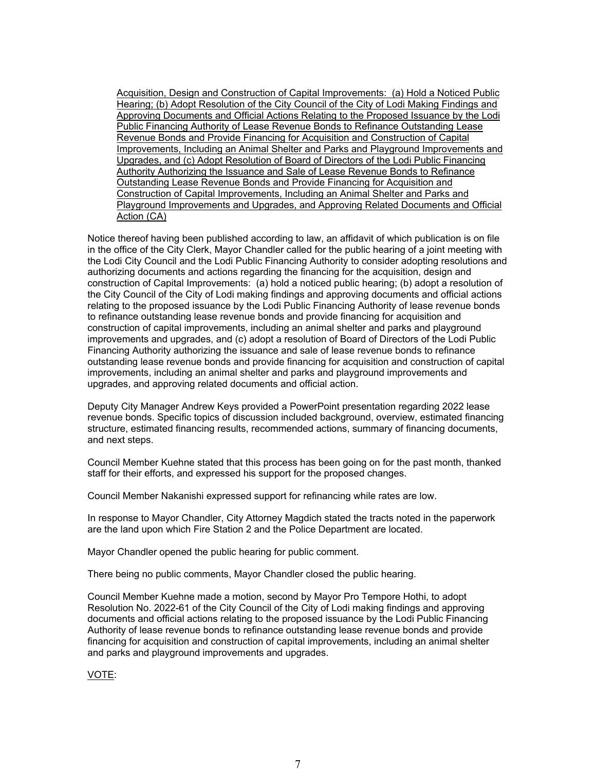Acquisition, Design and Construction of Capital Improvements: (a) Hold a Noticed Public Hearing; (b) Adopt Resolution of the City Council of the City of Lodi Making Findings and Approving Documents and Official Actions Relating to the Proposed Issuance by the Lodi Public Financing Authority of Lease Revenue Bonds to Refinance Outstanding Lease Revenue Bonds and Provide Financing for Acquisition and Construction of Capital Improvements, Including an Animal Shelter and Parks and Playground Improvements and Upgrades, and (c) Adopt Resolution of Board of Directors of the Lodi Public Financing Authority Authorizing the Issuance and Sale of Lease Revenue Bonds to Refinance Outstanding Lease Revenue Bonds and Provide Financing for Acquisition and Construction of Capital Improvements, Including an Animal Shelter and Parks and Playground Improvements and Upgrades, and Approving Related Documents and Official Action (CA)

Notice thereof having been published according to law, an affidavit of which publication is on file in the office of the City Clerk, Mayor Chandler called for the public hearing of a joint meeting with the Lodi City Council and the Lodi Public Financing Authority to consider adopting resolutions and authorizing documents and actions regarding the financing for the acquisition, design and construction of Capital Improvements: (a) hold a noticed public hearing; (b) adopt a resolution of the City Council of the City of Lodi making findings and approving documents and official actions relating to the proposed issuance by the Lodi Public Financing Authority of lease revenue bonds to refinance outstanding lease revenue bonds and provide financing for acquisition and construction of capital improvements, including an animal shelter and parks and playground improvements and upgrades, and (c) adopt a resolution of Board of Directors of the Lodi Public Financing Authority authorizing the issuance and sale of lease revenue bonds to refinance outstanding lease revenue bonds and provide financing for acquisition and construction of capital improvements, including an animal shelter and parks and playground improvements and upgrades, and approving related documents and official action.

Deputy City Manager Andrew Keys provided a PowerPoint presentation regarding 2022 lease revenue bonds. Specific topics of discussion included background, overview, estimated financing structure, estimated financing results, recommended actions, summary of financing documents, and next steps.

Council Member Kuehne stated that this process has been going on for the past month, thanked staff for their efforts, and expressed his support for the proposed changes.

Council Member Nakanishi expressed support for refinancing while rates are low.

In response to Mayor Chandler, City Attorney Magdich stated the tracts noted in the paperwork are the land upon which Fire Station 2 and the Police Department are located.

Mayor Chandler opened the public hearing for public comment.

There being no public comments, Mayor Chandler closed the public hearing.

Council Member Kuehne made a motion, second by Mayor Pro Tempore Hothi, to adopt Resolution No. 2022-61 of the City Council of the City of Lodi making findings and approving documents and official actions relating to the proposed issuance by the Lodi Public Financing Authority of lease revenue bonds to refinance outstanding lease revenue bonds and provide financing for acquisition and construction of capital improvements, including an animal shelter and parks and playground improvements and upgrades.

VOTE: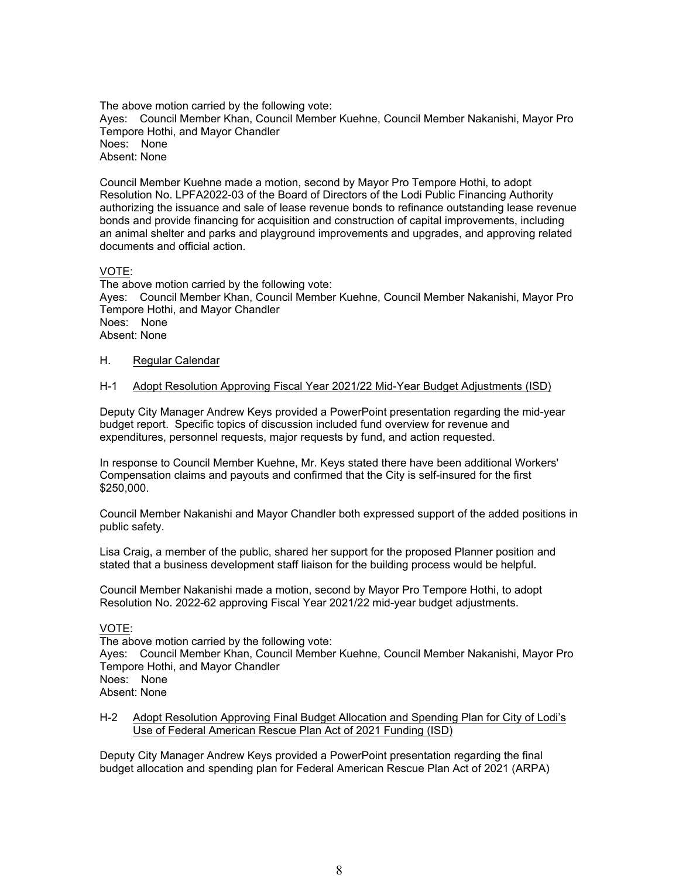The above motion carried by the following vote:
Ayes: Council Member Khan, Council Member Kuehne, Council Member Nakanishi, Mayor Pro Tempore Hothi, and Mayor Chandler
Noes: None
Absent: None

Council Member Kuehne made a motion, second by Mayor Pro Tempore Hothi, to adopt Resolution No. LPFA2022-03 of the Board of Directors of the Lodi Public Financing Authority authorizing the issuance and sale of lease revenue bonds to refinance outstanding lease revenue bonds and provide financing for acquisition and construction of capital improvements, including an animal shelter and parks and playground improvements and upgrades, and approving related documents and official action.

VOTE:
The above motion carried by the following vote:
Ayes: Council Member Khan, Council Member Kuehne, Council Member Nakanishi, Mayor Pro Tempore Hothi, and Mayor Chandler
Noes: None
Absent: None

H. Regular Calendar

H-1 Adopt Resolution Approving Fiscal Year 2021/22 Mid-Year Budget Adjustments (ISD)

Deputy City Manager Andrew Keys provided a PowerPoint presentation regarding the mid-year budget report. Specific topics of discussion included fund overview for revenue and expenditures, personnel requests, major requests by fund, and action requested.

In response to Council Member Kuehne, Mr. Keys stated there have been additional Workers' Compensation claims and payouts and confirmed that the City is self-insured for the first $250,000.

Council Member Nakanishi and Mayor Chandler both expressed support of the added positions in public safety.

Lisa Craig, a member of the public, shared her support for the proposed Planner position and stated that a business development staff liaison for the building process would be helpful.

Council Member Nakanishi made a motion, second by Mayor Pro Tempore Hothi, to adopt Resolution No. 2022-62 approving Fiscal Year 2021/22 mid-year budget adjustments.

VOTE:
The above motion carried by the following vote:
Ayes: Council Member Khan, Council Member Kuehne, Council Member Nakanishi, Mayor Pro Tempore Hothi, and Mayor Chandler
Noes: None
Absent: None

H-2 Adopt Resolution Approving Final Budget Allocation and Spending Plan for City of Lodi's Use of Federal American Rescue Plan Act of 2021 Funding (ISD)

Deputy City Manager Andrew Keys provided a PowerPoint presentation regarding the final budget allocation and spending plan for Federal American Rescue Plan Act of 2021 (ARPA)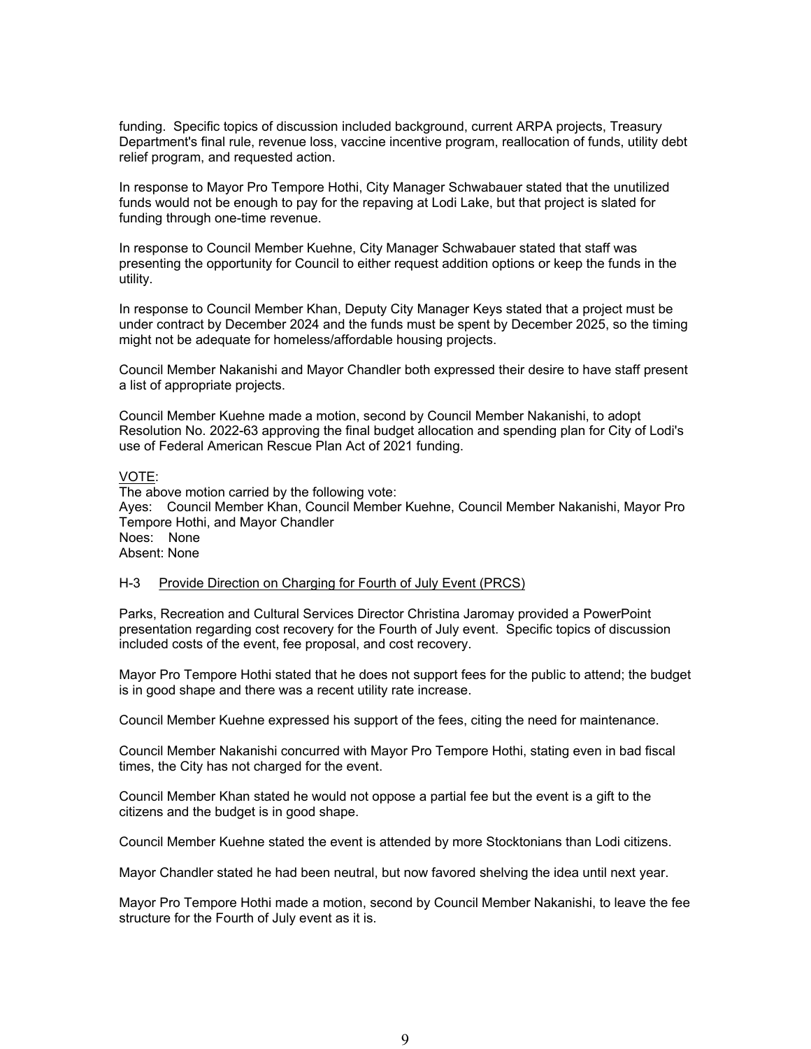funding. Specific topics of discussion included background, current ARPA projects, Treasury Department's final rule, revenue loss, vaccine incentive program, reallocation of funds, utility debt relief program, and requested action.

In response to Mayor Pro Tempore Hothi, City Manager Schwabauer stated that the unutilized funds would not be enough to pay for the repaving at Lodi Lake, but that project is slated for funding through one-time revenue.

In response to Council Member Kuehne, City Manager Schwabauer stated that staff was presenting the opportunity for Council to either request addition options or keep the funds in the utility.

In response to Council Member Khan, Deputy City Manager Keys stated that a project must be under contract by December 2024 and the funds must be spent by December 2025, so the timing might not be adequate for homeless/affordable housing projects.

Council Member Nakanishi and Mayor Chandler both expressed their desire to have staff present a list of appropriate projects.

Council Member Kuehne made a motion, second by Council Member Nakanishi, to adopt Resolution No. 2022-63 approving the final budget allocation and spending plan for City of Lodi's use of Federal American Rescue Plan Act of 2021 funding.

<u>VOTE</u>:
The above motion carried by the following vote:
Ayes: Council Member Khan, Council Member Kuehne, Council Member Nakanishi, Mayor Pro Tempore Hothi, and Mayor Chandler
Noes: None
Absent: None

H-3 <u>Provide Direction on Charging for Fourth of July Event (PRCS)</u>

Parks, Recreation and Cultural Services Director Christina Jaromay provided a PowerPoint presentation regarding cost recovery for the Fourth of July event. Specific topics of discussion included costs of the event, fee proposal, and cost recovery.

Mayor Pro Tempore Hothi stated that he does not support fees for the public to attend; the budget is in good shape and there was a recent utility rate increase.

Council Member Kuehne expressed his support of the fees, citing the need for maintenance.

Council Member Nakanishi concurred with Mayor Pro Tempore Hothi, stating even in bad fiscal times, the City has not charged for the event.

Council Member Khan stated he would not oppose a partial fee but the event is a gift to the citizens and the budget is in good shape.

Council Member Kuehne stated the event is attended by more Stocktonians than Lodi citizens.

Mayor Chandler stated he had been neutral, but now favored shelving the idea until next year.

Mayor Pro Tempore Hothi made a motion, second by Council Member Nakanishi, to leave the fee structure for the Fourth of July event as it is.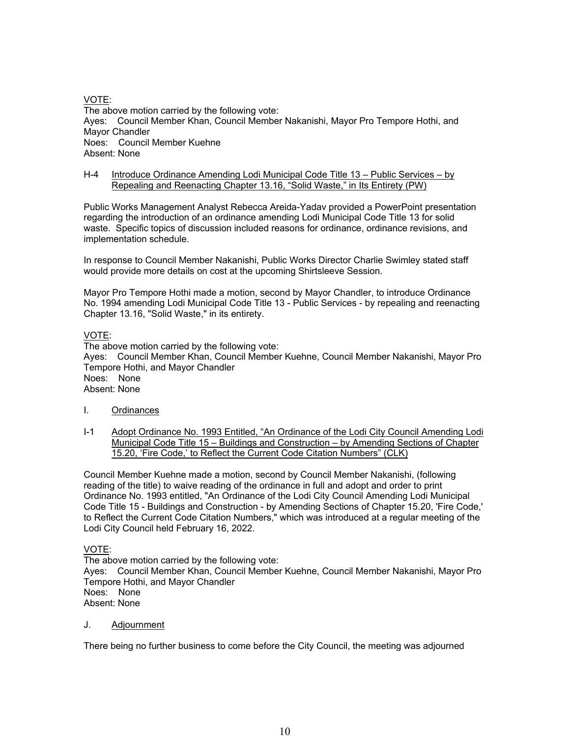VOTE:
The above motion carried by the following vote:
Ayes: Council Member Khan, Council Member Nakanishi, Mayor Pro Tempore Hothi, and Mayor Chandler
Noes: Council Member Kuehne
Absent: None

H-4 Introduce Ordinance Amending Lodi Municipal Code Title 13 – Public Services – by Repealing and Reenacting Chapter 13.16, "Solid Waste," in Its Entirety (PW)

Public Works Management Analyst Rebecca Areida-Yadav provided a PowerPoint presentation regarding the introduction of an ordinance amending Lodi Municipal Code Title 13 for solid waste. Specific topics of discussion included reasons for ordinance, ordinance revisions, and implementation schedule.

In response to Council Member Nakanishi, Public Works Director Charlie Swimley stated staff would provide more details on cost at the upcoming Shirtsleeve Session.

Mayor Pro Tempore Hothi made a motion, second by Mayor Chandler, to introduce Ordinance No. 1994 amending Lodi Municipal Code Title 13 - Public Services - by repealing and reenacting Chapter 13.16, "Solid Waste," in its entirety.

VOTE:
The above motion carried by the following vote:
Ayes: Council Member Khan, Council Member Kuehne, Council Member Nakanishi, Mayor Pro Tempore Hothi, and Mayor Chandler
Noes: None
Absent: None

I. Ordinances

I-1 Adopt Ordinance No. 1993 Entitled, "An Ordinance of the Lodi City Council Amending Lodi Municipal Code Title 15 – Buildings and Construction – by Amending Sections of Chapter 15.20, 'Fire Code,' to Reflect the Current Code Citation Numbers" (CLK)

Council Member Kuehne made a motion, second by Council Member Nakanishi, (following reading of the title) to waive reading of the ordinance in full and adopt and order to print Ordinance No. 1993 entitled, "An Ordinance of the Lodi City Council Amending Lodi Municipal Code Title 15 - Buildings and Construction - by Amending Sections of Chapter 15.20, 'Fire Code,' to Reflect the Current Code Citation Numbers," which was introduced at a regular meeting of the Lodi City Council held February 16, 2022.

VOTE:
The above motion carried by the following vote:
Ayes: Council Member Khan, Council Member Kuehne, Council Member Nakanishi, Mayor Pro Tempore Hothi, and Mayor Chandler
Noes: None
Absent: None

J. Adjournment

There being no further business to come before the City Council, the meeting was adjourned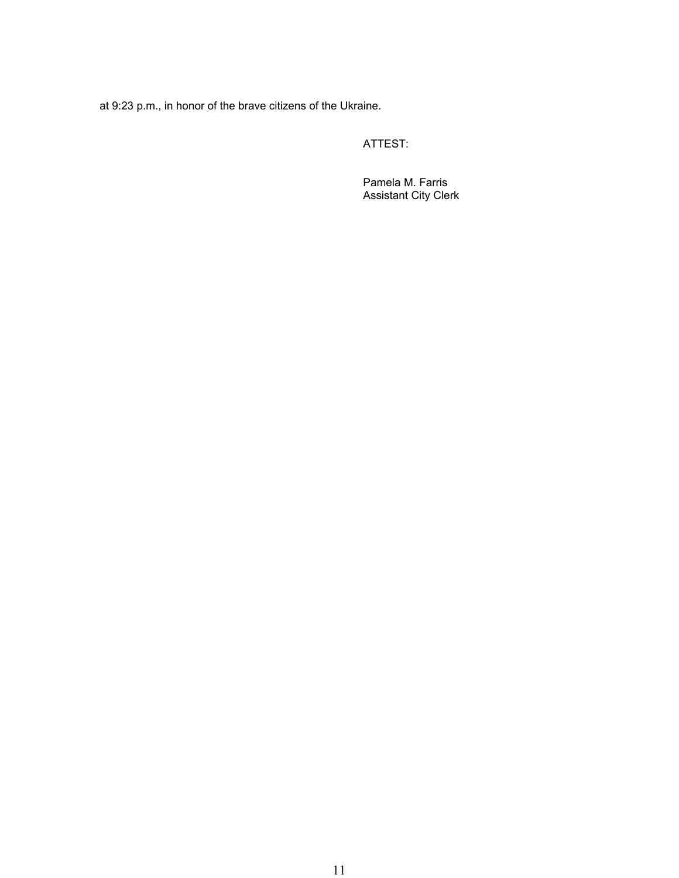at 9:23 p.m., in honor of the brave citizens of the Ukraine.

ATTEST:

Pamela M. Farris
Assistant City Clerk